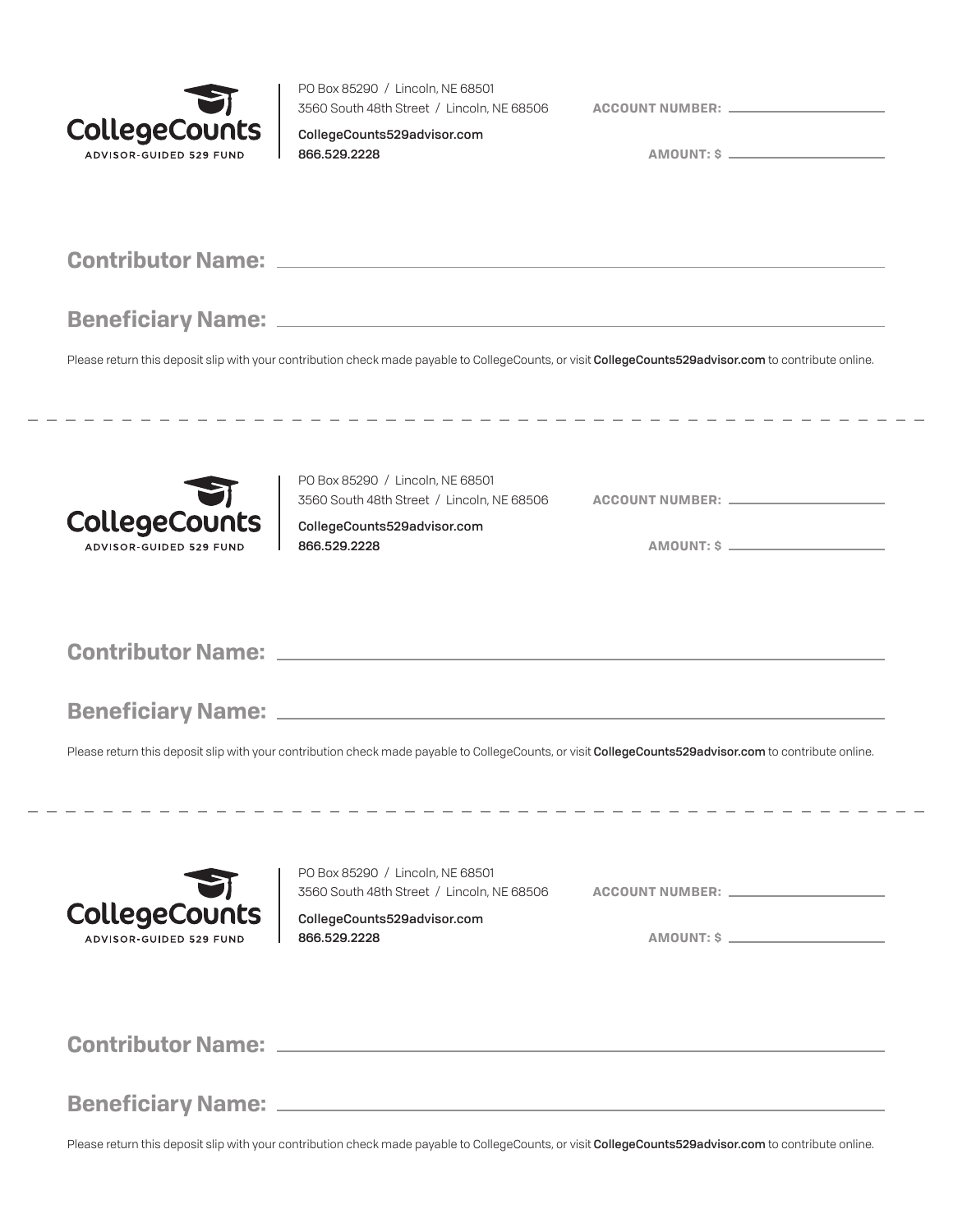CollegeCounts
ADVISOR-GUIDED 529 FUND

PO Box 85290 / Lincoln, NE 68501
3560 South 48th Street / Lincoln, NE 68506

**CollegeCounts529advisor.com**
**866.529.2228**

**ACCOUNT NUMBER:** ____________________

**AMOUNT: $** ____________________

**Contributor Name:** ____________________________________________

**Beneficiary Name:** ____________________________________________

Please return this deposit slip with your contribution check made payable to CollegeCounts, or visit **CollegeCounts529advisor.com** to contribute online.

---

CollegeCounts
ADVISOR-GUIDED 529 FUND

PO Box 85290 / Lincoln, NE 68501
3560 South 48th Street / Lincoln, NE 68506

**CollegeCounts529advisor.com**
**866.529.2228**

**ACCOUNT NUMBER:** ____________________

**AMOUNT: $** ____________________

**Contributor Name:** ____________________________________________

**Beneficiary Name:** ____________________________________________

Please return this deposit slip with your contribution check made payable to CollegeCounts, or visit **CollegeCounts529advisor.com** to contribute online.

---

CollegeCounts
ADVISOR-GUIDED 529 FUND

PO Box 85290 / Lincoln, NE 68501
3560 South 48th Street / Lincoln, NE 68506

**CollegeCounts529advisor.com**
**866.529.2228**

**ACCOUNT NUMBER:** ____________________

**AMOUNT: $** ____________________

**Contributor Name:** ____________________________________________

**Beneficiary Name:** ____________________________________________

Please return this deposit slip with your contribution check made payable to CollegeCounts, or visit **CollegeCounts529advisor.com** to contribute online.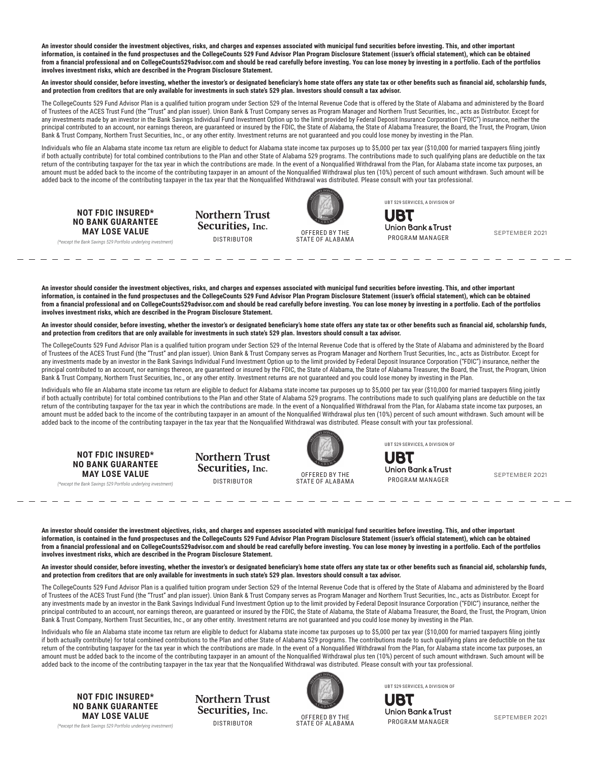**An investor should consider the investment objectives, risks, and charges and expenses associated with municipal fund securities before investing. This, and other important information, is contained in the fund prospectuses and the CollegeCounts 529 Fund Advisor Plan Program Disclosure Statement (issuer's official statement), which can be obtained from a financial professional and on CollegeCounts529advisor.com and should be read carefully before investing. You can lose money by investing in a portfolio. Each of the portfolios involves investment risks, which are described in the Program Disclosure Statement.**

**An investor should consider, before investing, whether the investor's or designated beneficiary's home state offers any state tax or other benefits such as financial aid, scholarship funds, and protection from creditors that are only available for investments in such state's 529 plan. Investors should consult a tax advisor.**

The CollegeCounts 529 Fund Advisor Plan is a qualified tuition program under Section 529 of the Internal Revenue Code that is offered by the State of Alabama and administered by the Board of Trustees of the ACES Trust Fund (the "Trust" and plan issuer). Union Bank & Trust Company serves as Program Manager and Northern Trust Securities, Inc., acts as Distributor. Except for any investments made by an investor in the Bank Savings Individual Fund Investment Option up to the limit provided by Federal Deposit Insurance Corporation ("FDIC") insurance, neither the principal contributed to an account, nor earnings thereon, are guaranteed or insured by the FDIC, the State of Alabama, the State of Alabama Treasurer, the Board, the Trust, the Program, Union Bank & Trust Company, Northern Trust Securities, Inc., or any other entity. Investment returns are not guaranteed and you could lose money by investing in the Plan.

Individuals who file an Alabama state income tax return are eligible to deduct for Alabama state income tax purposes up to $5,000 per tax year ($10,000 for married taxpayers filing jointly if both actually contribute) for total combined contributions to the Plan and other State of Alabama 529 programs. The contributions made to such qualifying plans are deductible on the tax return of the contributing taxpayer for the tax year in which the contributions are made. In the event of a Nonqualified Withdrawal from the Plan, for Alabama state income tax purposes, an amount must be added back to the income of the contributing taxpayer in an amount of the Nonqualified Withdrawal plus ten (10%) percent of such amount withdrawn. Such amount will be added back to the income of the contributing taxpayer in the tax year that the Nonqualified Withdrawal was distributed. Please consult with your tax professional.

**NOT FDIC INSURED***
**NO BANK GUARANTEE**
**MAY LOSE VALUE**

*(*except the Bank Savings 529 Portfolio underlying investment)*

Northern Trust Securities, Inc.
DISTRIBUTOR

OFFERED BY THE STATE OF ALABAMA

UBT 529 SERVICES, A DIVISION OF
UBT Union Bank & Trust
PROGRAM MANAGER

SEPTEMBER 2021

---

**An investor should consider the investment objectives, risks, and charges and expenses associated with municipal fund securities before investing. This, and other important information, is contained in the fund prospectuses and the CollegeCounts 529 Fund Advisor Plan Program Disclosure Statement (issuer's official statement), which can be obtained from a financial professional and on CollegeCounts529advisor.com and should be read carefully before investing. You can lose money by investing in a portfolio. Each of the portfolios involves investment risks, which are described in the Program Disclosure Statement.**

**An investor should consider, before investing, whether the investor's or designated beneficiary's home state offers any state tax or other benefits such as financial aid, scholarship funds, and protection from creditors that are only available for investments in such state's 529 plan. Investors should consult a tax advisor.**

The CollegeCounts 529 Fund Advisor Plan is a qualified tuition program under Section 529 of the Internal Revenue Code that is offered by the State of Alabama and administered by the Board of Trustees of the ACES Trust Fund (the "Trust" and plan issuer). Union Bank & Trust Company serves as Program Manager and Northern Trust Securities, Inc., acts as Distributor. Except for any investments made by an investor in the Bank Savings Individual Fund Investment Option up to the limit provided by Federal Deposit Insurance Corporation ("FDIC") insurance, neither the principal contributed to an account, nor earnings thereon, are guaranteed or insured by the FDIC, the State of Alabama, the State of Alabama Treasurer, the Board, the Trust, the Program, Union Bank & Trust Company, Northern Trust Securities, Inc., or any other entity. Investment returns are not guaranteed and you could lose money by investing in the Plan.

Individuals who file an Alabama state income tax return are eligible to deduct for Alabama state income tax purposes up to $5,000 per tax year ($10,000 for married taxpayers filing jointly if both actually contribute) for total combined contributions to the Plan and other State of Alabama 529 programs. The contributions made to such qualifying plans are deductible on the tax return of the contributing taxpayer for the tax year in which the contributions are made. In the event of a Nonqualified Withdrawal from the Plan, for Alabama state income tax purposes, an amount must be added back to the income of the contributing taxpayer in an amount of the Nonqualified Withdrawal plus ten (10%) percent of such amount withdrawn. Such amount will be added back to the income of the contributing taxpayer in the tax year that the Nonqualified Withdrawal was distributed. Please consult with your tax professional.

**NOT FDIC INSURED***
**NO BANK GUARANTEE**
**MAY LOSE VALUE**

*(*except the Bank Savings 529 Portfolio underlying investment)*

Northern Trust Securities, Inc.
DISTRIBUTOR

OFFERED BY THE STATE OF ALABAMA

UBT 529 SERVICES, A DIVISION OF
UBT Union Bank & Trust
PROGRAM MANAGER

SEPTEMBER 2021

---

**An investor should consider the investment objectives, risks, and charges and expenses associated with municipal fund securities before investing. This, and other important information, is contained in the fund prospectuses and the CollegeCounts 529 Fund Advisor Plan Program Disclosure Statement (issuer's official statement), which can be obtained from a financial professional and on CollegeCounts529advisor.com and should be read carefully before investing. You can lose money by investing in a portfolio. Each of the portfolios involves investment risks, which are described in the Program Disclosure Statement.**

**An investor should consider, before investing, whether the investor's or designated beneficiary's home state offers any state tax or other benefits such as financial aid, scholarship funds, and protection from creditors that are only available for investments in such state's 529 plan. Investors should consult a tax advisor.**

The CollegeCounts 529 Fund Advisor Plan is a qualified tuition program under Section 529 of the Internal Revenue Code that is offered by the State of Alabama and administered by the Board of Trustees of the ACES Trust Fund (the "Trust" and plan issuer). Union Bank & Trust Company serves as Program Manager and Northern Trust Securities, Inc., acts as Distributor. Except for any investments made by an investor in the Bank Savings Individual Fund Investment Option up to the limit provided by Federal Deposit Insurance Corporation ("FDIC") insurance, neither the principal contributed to an account, nor earnings thereon, are guaranteed or insured by the FDIC, the State of Alabama, the State of Alabama Treasurer, the Board, the Trust, the Program, Union Bank & Trust Company, Northern Trust Securities, Inc., or any other entity. Investment returns are not guaranteed and you could lose money by investing in the Plan.

Individuals who file an Alabama state income tax return are eligible to deduct for Alabama state income tax purposes up to $5,000 per tax year ($10,000 for married taxpayers filing jointly if both actually contribute) for total combined contributions to the Plan and other State of Alabama 529 programs. The contributions made to such qualifying plans are deductible on the tax return of the contributing taxpayer for the tax year in which the contributions are made. In the event of a Nonqualified Withdrawal from the Plan, for Alabama state income tax purposes, an amount must be added back to the income of the contributing taxpayer in an amount of the Nonqualified Withdrawal plus ten (10%) percent of such amount withdrawn. Such amount will be added back to the income of the contributing taxpayer in the tax year that the Nonqualified Withdrawal was distributed. Please consult with your tax professional.

**NOT FDIC INSURED***
**NO BANK GUARANTEE**
**MAY LOSE VALUE**

*(*except the Bank Savings 529 Portfolio underlying investment)*

Northern Trust Securities, Inc.
DISTRIBUTOR

OFFERED BY THE STATE OF ALABAMA

UBT 529 SERVICES, A DIVISION OF
UBT Union Bank & Trust
PROGRAM MANAGER

SEPTEMBER 2021